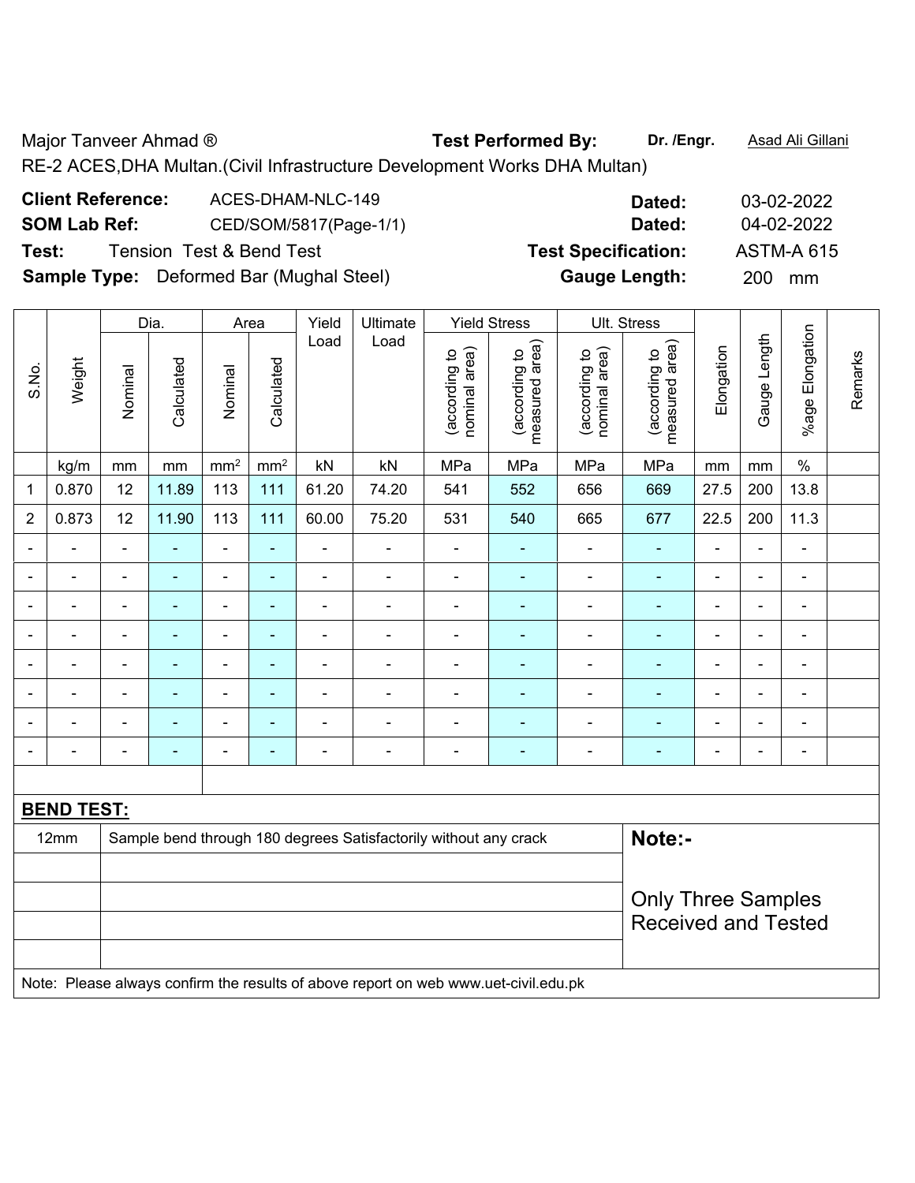Major Tanveer Ahmad ® **Test Performed By:** **Dr. /Engr.** Asad Ali Gillani

RE-2 ACES,DHA Multan.(Civil Infrastructure Development Works DHA Multan)

**Client Reference:** ACES-DHAM-NLC-149 **Dated:** 03-02-2022

**SOM Lab Ref:** CED/SOM/5817(Page-1/1) **Dated:** 04-02-2022

**Test:** Tension Test & Bend Test **Test Specification:** ASTM-A 615

**Sample Type:** Deformed Bar (Mughal Steel) **Gauge Length:** 200 mm

| S.No. | Weight | Dia. | | Area | | Yield Load | Ultimate Load | Yield Stress | | Ult. Stress | | Elongation | Gauge Length | %age Elongation | Remarks |
|---|---|---|---|---|---|---|---|---|---|---|---|---|---|---|---|
| | | Nominal | Calculated | Nominal | Calculated | | | (according to nominal area) | (according to measured area) | (according to nominal area) | (according to measured area) | | | | |
| | kg/m | mm | mm | $mm^2$ | $mm^2$ | kN | kN | MPa | MPa | MPa | MPa | mm | mm | % | |
| 1 | 0.870 | 12 | 11.89 | 113 | 111 | 61.20 | 74.20 | 541 | 552 | 656 | 669 | 27.5 | 200 | 13.8 | |
| 2 | 0.873 | 12 | 11.90 | 113 | 111 | 60.00 | 75.20 | 531 | 540 | 665 | 677 | 22.5 | 200 | 11.3 | |
| - | - | - | - | - | - | - | - | - | - | - | - | - | - | - | |
| - | - | - | - | - | - | - | - | - | - | - | - | - | - | - | |
| - | - | - | - | - | - | - | - | - | - | - | - | - | - | - | |
| - | - | - | - | - | - | - | - | - | - | - | - | - | - | - | |
| - | - | - | - | - | - | - | - | - | - | - | - | - | - | - | |
| - | - | - | - | - | - | - | - | - | - | - | - | - | - | - | |
| - | - | - | - | - | - | - | - | - | - | - | - | - | - | - | |
| - | - | - | - | - | - | - | - | - | - | - | - | - | - | - | |

**BEND TEST:**

| | | |
|---|---|---|
| 12mm | Sample bend through 180 degrees Satisfactorily without any crack | **Note:-** |
| | | |
| | | Only Three Samples Received and Tested |
| | | |
| | | |

Note: Please always confirm the results of above report on web www.uet-civil.edu.pk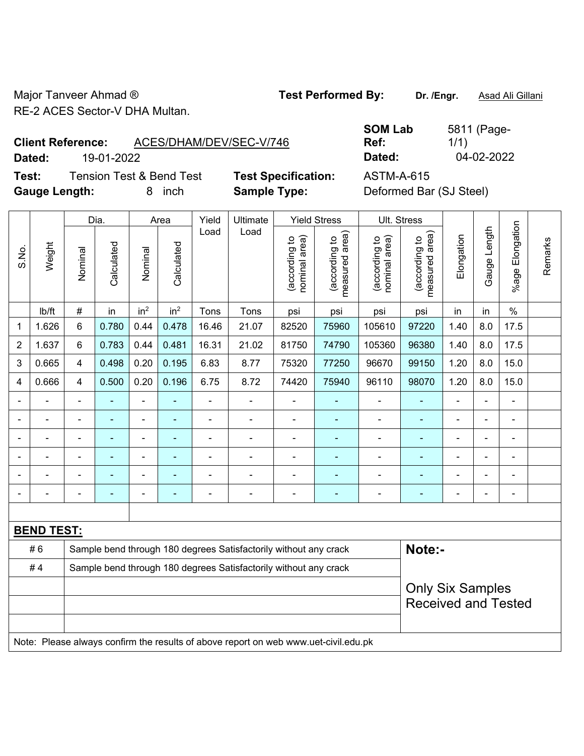Major Tanveer Ahmad ®
RE-2 ACES Sector-V DHA Multan.

**Test Performed By:** **Dr. /Engr.** Asad Ali Gillani

**Client Reference:** ACES/DHAM/DEV/SEC-V/746

**Dated:** 19-01-2022

**SOM Lab Ref:** 5811 (Page-1/1)

**Dated:** 04-02-2022

**Test:** Tension Test & Bend Test

**Test Specification:** ASTM-A-615

**Gauge Length:** 8 inch

**Sample Type:** Deformed Bar (SJ Steel)

| S.No. | Weight | Dia. | | Area | | Yield Load | Ultimate Load | Yield Stress | | Ult. Stress | | Elongation | Gauge Length | %age Elongation | Remarks |
|---|---|---|---|---|---|---|---|---|---|---|---|---|---|---|---|
| | | Nominal | Calculated | Nominal | Calculated | | | (according to nominal area) | (according to measured area) | (according to nominal area) | (according to measured area) | | | | |
| | lb/ft | # | in | $in^2$ | $in^2$ | Tons | Tons | psi | psi | psi | psi | in | in | % | |
| 1 | 1.626 | 6 | 0.780 | 0.44 | 0.478 | 16.46 | 21.07 | 82520 | 75960 | 105610 | 97220 | 1.40 | 8.0 | 17.5 | |
| 2 | 1.637 | 6 | 0.783 | 0.44 | 0.481 | 16.31 | 21.02 | 81750 | 74790 | 105360 | 96380 | 1.40 | 8.0 | 17.5 | |
| 3 | 0.665 | 4 | 0.498 | 0.20 | 0.195 | 6.83 | 8.77 | 75320 | 77250 | 96670 | 99150 | 1.20 | 8.0 | 15.0 | |
| 4 | 0.666 | 4 | 0.500 | 0.20 | 0.196 | 6.75 | 8.72 | 74420 | 75940 | 96110 | 98070 | 1.20 | 8.0 | 15.0 | |
| - | - | - | - | - | - | - | - | - | - | - | - | - | - | - | |
| - | - | - | - | - | - | - | - | - | - | - | - | - | - | - | |
| - | - | - | - | - | - | - | - | - | - | - | - | - | - | - | |
| - | - | - | - | - | - | - | - | - | - | - | - | - | - | - | |
| - | - | - | - | - | - | - | - | - | - | - | - | - | - | - | |
| - | - | - | - | - | - | - | - | - | - | - | - | - | - | - | |

**BEND TEST:**

| | | |
|---|---|---|
| # 6 | Sample bend through 180 degrees Satisfactorily without any crack | **Note:-** |
| # 4 | Sample bend through 180 degrees Satisfactorily without any crack | Only Six Samples Received and Tested |

Note: Please always confirm the results of above report on web www.uet-civil.edu.pk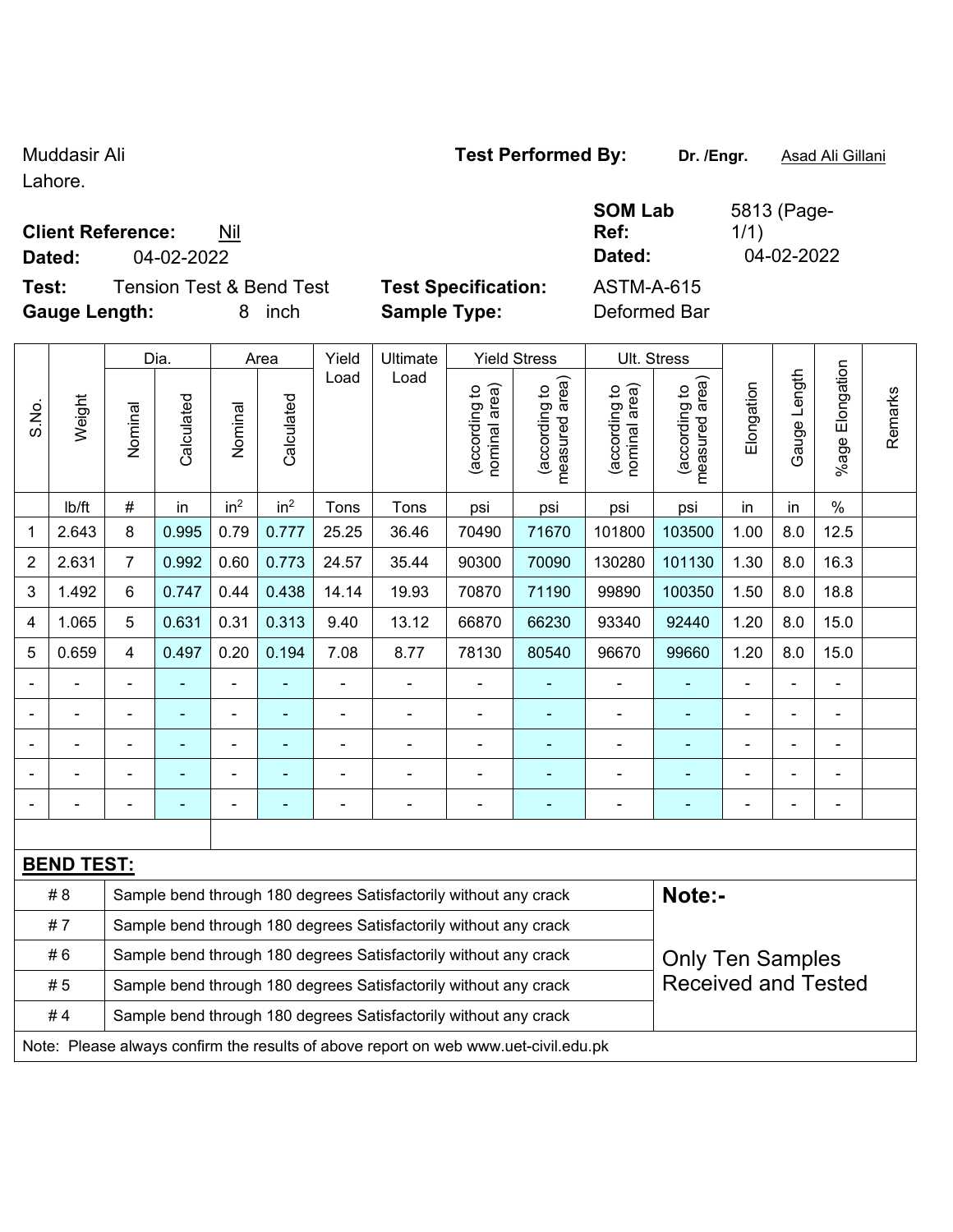Muddasir Ali
Lahore.

**Test Performed By:** **Dr. /Engr.** Asad Ali Gillani

**Client Reference:** Nil

**Dated:** 04-02-2022

**SOM Lab Ref:** 5813 (Page-1/1)

**Dated:** 04-02-2022

**Test:** Tension Test & Bend Test

**Test Specification:** ASTM-A-615

**Gauge Length:** 8 inch

**Sample Type:** Deformed Bar

| S.No. | Weight | Dia. | | Area | | Yield Load | Ultimate Load | Yield Stress | | Ult. Stress | | Elongation | Gauge Length | %age Elongation | Remarks |
|---|---|---|---|---|---|---|---|---|---|---|---|---|---|---|---|
| | | Nominal | Calculated | Nominal | Calculated | | | (according to nominal area) | (according to measured area) | (according to nominal area) | (according to measured area) | | | | |
| | lb/ft | # | in | $in^2$ | $in^2$ | Tons | Tons | psi | psi | psi | psi | in | in | % | |
| 1 | 2.643 | 8 | 0.995 | 0.79 | 0.777 | 25.25 | 36.46 | 70490 | 71670 | 101800 | 103500 | 1.00 | 8.0 | 12.5 | |
| 2 | 2.631 | 7 | 0.992 | 0.60 | 0.773 | 24.57 | 35.44 | 90300 | 70090 | 130280 | 101130 | 1.30 | 8.0 | 16.3 | |
| 3 | 1.492 | 6 | 0.747 | 0.44 | 0.438 | 14.14 | 19.93 | 70870 | 71190 | 99890 | 100350 | 1.50 | 8.0 | 18.8 | |
| 4 | 1.065 | 5 | 0.631 | 0.31 | 0.313 | 9.40 | 13.12 | 66870 | 66230 | 93340 | 92440 | 1.20 | 8.0 | 15.0 | |
| 5 | 0.659 | 4 | 0.497 | 0.20 | 0.194 | 7.08 | 8.77 | 78130 | 80540 | 96670 | 99660 | 1.20 | 8.0 | 15.0 | |
| - | - | - | - | - | - | - | - | - | - | - | - | - | - | - | |
| - | - | - | - | - | - | - | - | - | - | - | - | - | - | - | |
| - | - | - | - | - | - | - | - | - | - | - | - | - | - | - | |
| - | - | - | - | - | - | - | - | - | - | - | - | - | - | - | |
| - | - | - | - | - | - | - | - | - | - | - | - | - | - | - | |

**BEND TEST:**

| | | |
|---|---|---|
| # 8 | Sample bend through 180 degrees Satisfactorily without any crack | **Note:-** |
| # 7 | Sample bend through 180 degrees Satisfactorily without any crack | |
| # 6 | Sample bend through 180 degrees Satisfactorily without any crack | Only Ten Samples Received and Tested |
| # 5 | Sample bend through 180 degrees Satisfactorily without any crack | |
| # 4 | Sample bend through 180 degrees Satisfactorily without any crack | |

Note: Please always confirm the results of above report on web www.uet-civil.edu.pk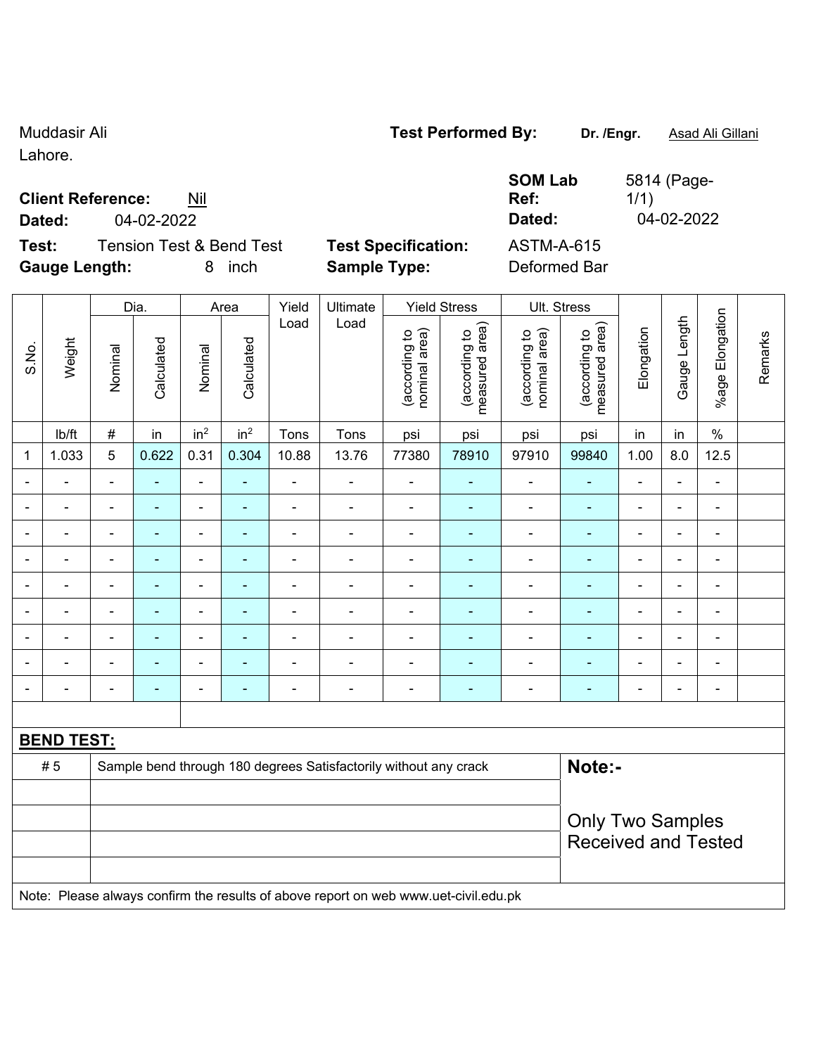Muddasir Ali
Lahore.

**Test Performed By:** **Dr. /Engr.** Asad Ali Gillani

**Client Reference:** Nil

**Dated:** 04-02-2022

**SOM Lab Ref:** 5814 (Page-1/1)

**Dated:** 04-02-2022

**Test:** Tension Test & Bend Test

**Test Specification:** ASTM-A-615

**Gauge Length:** 8 inch

**Sample Type:** Deformed Bar

| S.No. | Weight | Dia. | | Area | | Yield Load | Ultimate Load | Yield Stress | | Ult. Stress | | Elongation | Gauge Length | %age Elongation | Remarks |
|---|---|---|---|---|---|---|---|---|---|---|---|---|---|---|---|
| | | Nominal | Calculated | Nominal | Calculated | | | (according to nominal area) | (according to measured area) | (according to nominal area) | (according to measured area) | | | | |
| | lb/ft | # | in | in$^2$ | in$^2$ | Tons | Tons | psi | psi | psi | psi | in | in | % | |
| 1 | 1.033 | 5 | 0.622 | 0.31 | 0.304 | 10.88 | 13.76 | 77380 | 78910 | 97910 | 99840 | 1.00 | 8.0 | 12.5 | |
| - | - | - | - | - | - | - | - | - | - | - | - | - | - | - | |
| - | - | - | - | - | - | - | - | - | - | - | - | - | - | - | |
| - | - | - | - | - | - | - | - | - | - | - | - | - | - | - | |
| - | - | - | - | - | - | - | - | - | - | - | - | - | - | - | |
| - | - | - | - | - | - | - | - | - | - | - | - | - | - | - | |
| - | - | - | - | - | - | - | - | - | - | - | - | - | - | - | |
| - | - | - | - | - | - | - | - | - | - | - | - | - | - | - | |
| - | - | - | - | - | - | - | - | - | - | - | - | - | - | - | |
| - | - | - | - | - | - | - | - | - | - | - | - | - | - | - | |

**BEND TEST:**

| | | |
|---|---|---|
| # 5 | Sample bend through 180 degrees Satisfactorily without any crack | **Note:-** |
| | | Only Two Samples Received and Tested |

Note: Please always confirm the results of above report on web www.uet-civil.edu.pk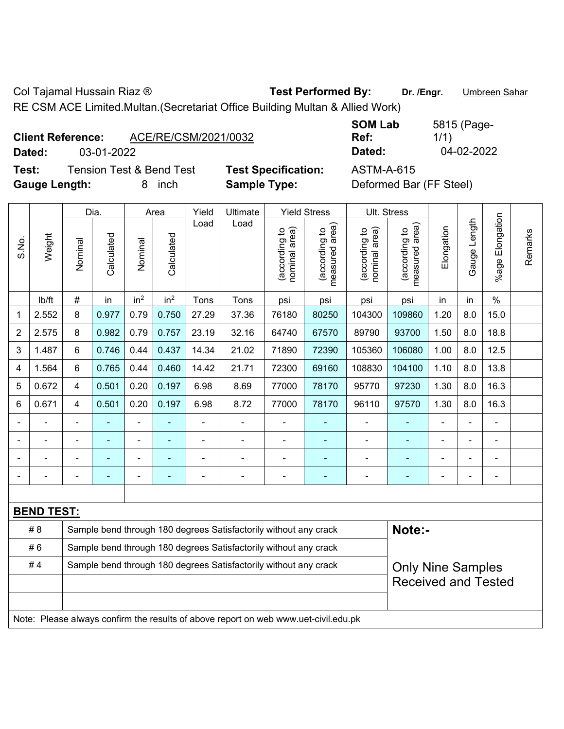Col Tajamal Hussain Riaz ® **Test Performed By:** **Dr. /Engr.** Umbreen Sahar

RE CSM ACE Limited.Multan.(Secretariat Office Building Multan & Allied Work)

**Client Reference:** ACE/RE/CSM/2021/0032 **SOM Lab Ref:** 5815 (Page-1/1)

**Dated:** 03-01-2022 **Dated:** 04-02-2022

**Test:** Tension Test & Bend Test **Test Specification:** ASTM-A-615

**Gauge Length:** 8 inch **Sample Type:** Deformed Bar (FF Steel)

| S.No. | Weight | Dia. | | Area | | Yield Load | Ultimate Load | Yield Stress | | Ult. Stress | | Elongation | Gauge Length | %age Elongation | Remarks |
|---|---|---|---|---|---|---|---|---|---|---|---|---|---|---|---|
| | | Nominal | Calculated | Nominal | Calculated | | | (according to nominal area) | (according to measured area) | (according to nominal area) | (according to measured area) | | | | |
| | lb/ft | # | in | in² | in² | Tons | Tons | psi | psi | psi | psi | in | in | % | |
| 1 | 2.552 | 8 | 0.977 | 0.79 | 0.750 | 27.29 | 37.36 | 76180 | 80250 | 104300 | 109860 | 1.20 | 8.0 | 15.0 | |
| 2 | 2.575 | 8 | 0.982 | 0.79 | 0.757 | 23.19 | 32.16 | 64740 | 67570 | 89790 | 93700 | 1.50 | 8.0 | 18.8 | |
| 3 | 1.487 | 6 | 0.746 | 0.44 | 0.437 | 14.34 | 21.02 | 71890 | 72390 | 105360 | 106080 | 1.00 | 8.0 | 12.5 | |
| 4 | 1.564 | 6 | 0.765 | 0.44 | 0.460 | 14.42 | 21.71 | 72300 | 69160 | 108830 | 104100 | 1.10 | 8.0 | 13.8 | |
| 5 | 0.672 | 4 | 0.501 | 0.20 | 0.197 | 6.98 | 8.69 | 77000 | 78170 | 95770 | 97230 | 1.30 | 8.0 | 16.3 | |
| 6 | 0.671 | 4 | 0.501 | 0.20 | 0.197 | 6.98 | 8.72 | 77000 | 78170 | 96110 | 97570 | 1.30 | 8.0 | 16.3 | |
| - | - | - | - | - | - | - | - | - | - | - | - | - | - | - | |
| - | - | - | - | - | - | - | - | - | - | - | - | - | - | - | |
| - | - | - | - | - | - | - | - | - | - | - | - | - | - | - | |
| - | - | - | - | - | - | - | - | - | - | - | - | - | - | - | |

**BEND TEST:**

| | | |
|---|---|---|
| # 8 | Sample bend through 180 degrees Satisfactorily without any crack | **Note:-** |
| # 6 | Sample bend through 180 degrees Satisfactorily without any crack | |
| # 4 | Sample bend through 180 degrees Satisfactorily without any crack | Only Nine Samples Received and Tested |
| | | |
| | | |

Note: Please always confirm the results of above report on web www.uet-civil.edu.pk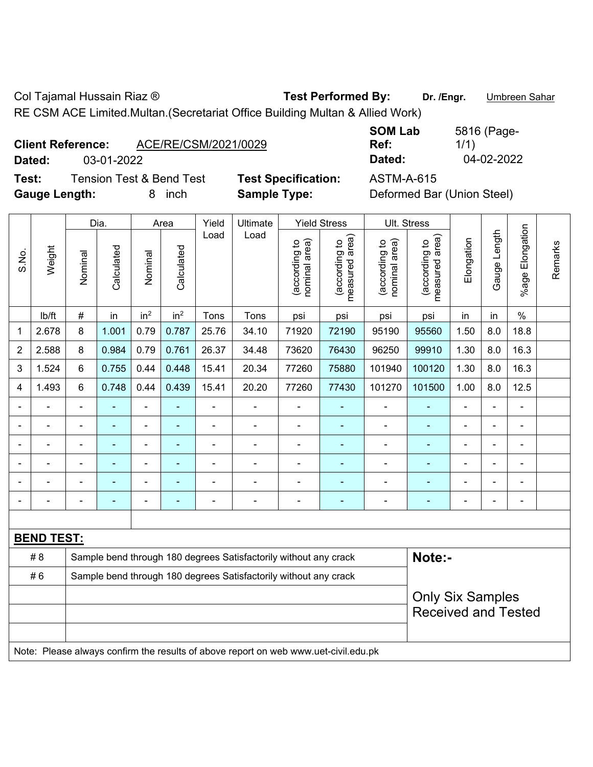Col Tajamal Hussain Riaz ® **Test Performed By:** **Dr. /Engr.** Umbreen Sahar

RE CSM ACE Limited.Multan.(Secretariat Office Building Multan & Allied Work)

**Client Reference:** ACE/RE/CSM/2021/0029 **SOM Lab Ref:** 5816 (Page-1/1)

**Dated:** 03-01-2022 **Dated:** 04-02-2022

**Test:** Tension Test & Bend Test **Test Specification:** ASTM-A-615

**Gauge Length:** 8 inch **Sample Type:** Deformed Bar (Union Steel)

| S.No. | Weight | Dia. | | Area | | Yield Load | Ultimate Load | Yield Stress | | Ult. Stress | | Elongation | Gauge Length | %age Elongation | Remarks |
|---|---|---|---|---|---|---|---|---|---|---|---|---|---|---|---|
| | | Nominal | Calculated | Nominal | Calculated | | | (according to nominal area) | (according to measured area) | (according to nominal area) | (according to measured area) | | | | |
| | lb/ft | # | in | in² | in² | Tons | Tons | psi | psi | psi | psi | in | in | % | |
| 1 | 2.678 | 8 | 1.001 | 0.79 | 0.787 | 25.76 | 34.10 | 71920 | 72190 | 95190 | 95560 | 1.50 | 8.0 | 18.8 | |
| 2 | 2.588 | 8 | 0.984 | 0.79 | 0.761 | 26.37 | 34.48 | 73620 | 76430 | 96250 | 99910 | 1.30 | 8.0 | 16.3 | |
| 3 | 1.524 | 6 | 0.755 | 0.44 | 0.448 | 15.41 | 20.34 | 77260 | 75880 | 101940 | 100120 | 1.30 | 8.0 | 16.3 | |
| 4 | 1.493 | 6 | 0.748 | 0.44 | 0.439 | 15.41 | 20.20 | 77260 | 77430 | 101270 | 101500 | 1.00 | 8.0 | 12.5 | |
| - | - | - | - | - | - | - | - | - | - | - | - | - | - | - | |
| - | - | - | - | - | - | - | - | - | - | - | - | - | - | - | |
| - | - | - | - | - | - | - | - | - | - | - | - | - | - | - | |
| - | - | - | - | - | - | - | - | - | - | - | - | - | - | - | |
| - | - | - | - | - | - | - | - | - | - | - | - | - | - | - | |
| - | - | - | - | - | - | - | - | - | - | - | - | - | - | - | |

**BEND TEST:**

| | | |
|---|---|---|
| # 8 | Sample bend through 180 degrees Satisfactorily without any crack | **Note:-** |
| # 6 | Sample bend through 180 degrees Satisfactorily without any crack | Only Six Samples Received and Tested |

Note: Please always confirm the results of above report on web www.uet-civil.edu.pk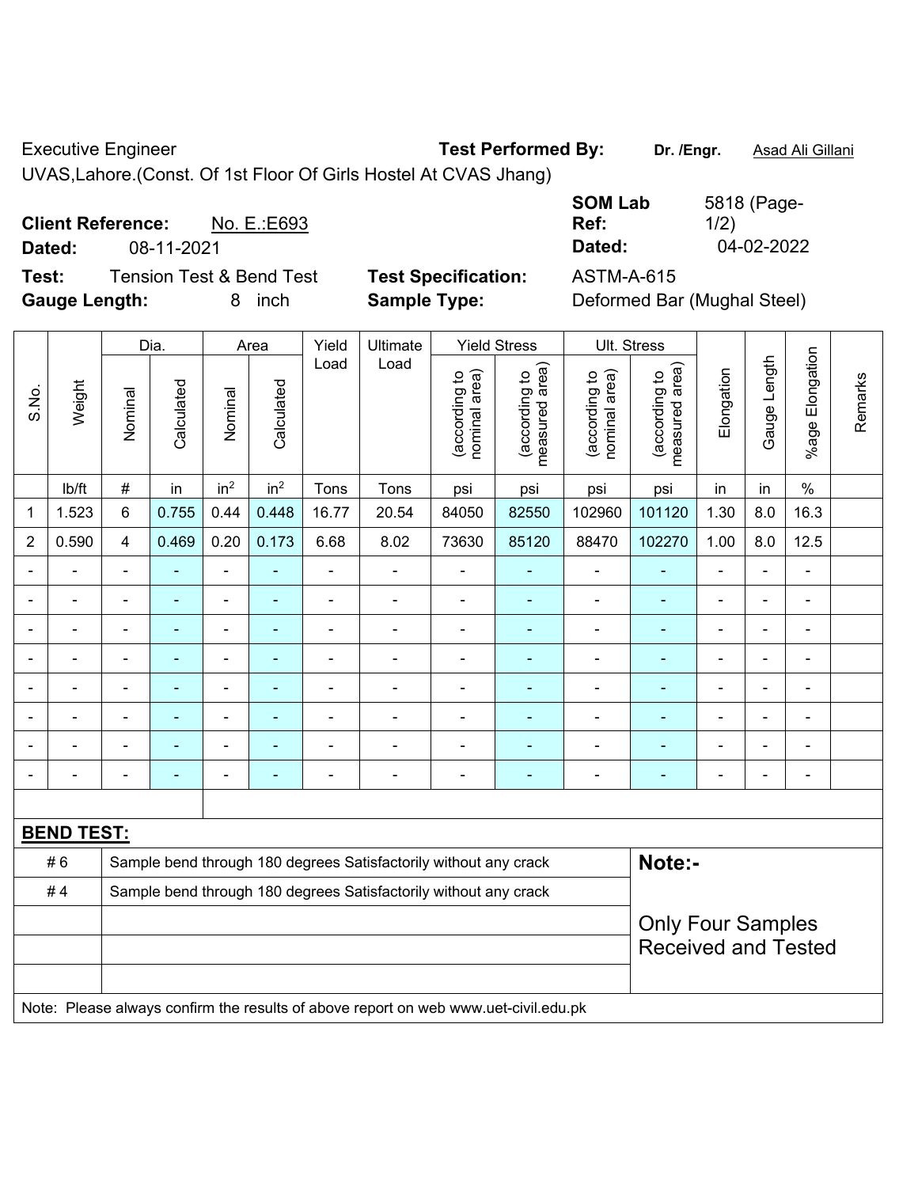Executive Engineer **Test Performed By:** **Dr. /Engr.** Asad Ali Gillani

UVAS,Lahore.(Const. Of 1st Floor Of Girls Hostel At CVAS Jhang)

**Client Reference:** No. E.:E693 **SOM Lab Ref:** 5818 (Page-1/2)

**Dated:** 08-11-2021 **Dated:** 04-02-2022

**Test:** Tension Test & Bend Test **Test Specification:** ASTM-A-615

**Gauge Length:** 8 inch **Sample Type:** Deformed Bar (Mughal Steel)

| S.No. | Weight | Dia. | | Area | | Yield Load | Ultimate Load | Yield Stress | | Ult. Stress | | Elongation | Gauge Length | %age Elongation | Remarks |
|---|---|---|---|---|---|---|---|---|---|---|---|---|---|---|---|
| | | Nominal | Calculated | Nominal | Calculated | | | (according to nominal area) | (according to measured area) | (according to nominal area) | (according to measured area) | | | | |
| | lb/ft | # | in | $in^2$ | $in^2$ | Tons | Tons | psi | psi | psi | psi | in | in | % | |
| 1 | 1.523 | 6 | 0.755 | 0.44 | 0.448 | 16.77 | 20.54 | 84050 | 82550 | 102960 | 101120 | 1.30 | 8.0 | 16.3 | |
| 2 | 0.590 | 4 | 0.469 | 0.20 | 0.173 | 6.68 | 8.02 | 73630 | 85120 | 88470 | 102270 | 1.00 | 8.0 | 12.5 | |
| - | - | - | - | - | - | - | - | - | - | - | - | - | - | - | |
| - | - | - | - | - | - | - | - | - | - | - | - | - | - | - | |
| - | - | - | - | - | - | - | - | - | - | - | - | - | - | - | |
| - | - | - | - | - | - | - | - | - | - | - | - | - | - | - | |
| - | - | - | - | - | - | - | - | - | - | - | - | - | - | - | |
| - | - | - | - | - | - | - | - | - | - | - | - | - | - | - | |
| - | - | - | - | - | - | - | - | - | - | - | - | - | - | - | |
| - | - | - | - | - | - | - | - | - | - | - | - | - | - | - | |

**BEND TEST:**

| | | |
|---|---|---|
| # 6 | Sample bend through 180 degrees Satisfactorily without any crack | **Note:-** |
| # 4 | Sample bend through 180 degrees Satisfactorily without any crack | Only Four Samples Received and Tested |

Note: Please always confirm the results of above report on web www.uet-civil.edu.pk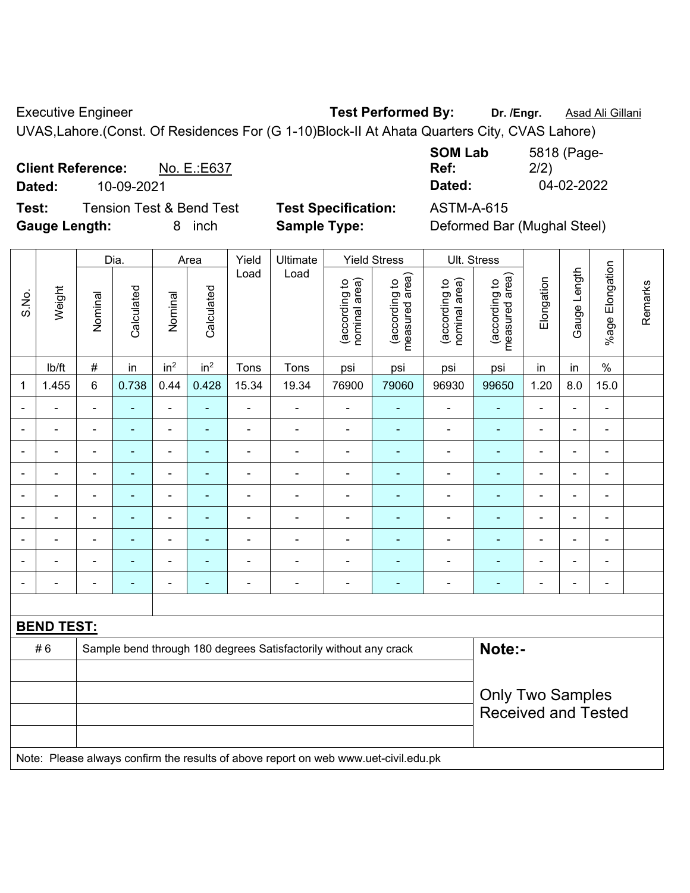Executive Engineer

UVAS,Lahore.(Const. Of Residences For (G 1-10)Block-II At Ahata Quarters City, CVAS Lahore)

**Test Performed By:** **Dr. /Engr.** Asad Ali Gillani

**Client Reference:** No. E.:E637

**Dated:** 10-09-2021

**SOM Lab Ref:** 5818 (Page-2/2)

**Dated:** 04-02-2022

**Test:** Tension Test & Bend Test

**Gauge Length:** 8 inch

**Test Specification:** ASTM-A-615

**Sample Type:** Deformed Bar (Mughal Steel)

| S.No. | Weight | Dia. | | Area | | Yield Load | Ultimate Load | Yield Stress | | Ult. Stress | | Elongation | Gauge Length | %age Elongation | Remarks |
|---|---|---|---|---|---|---|---|---|---|---|---|---|---|---|---|
| | | Nominal | Calculated | Nominal | Calculated | | | (according to nominal area) | (according to measured area) | (according to nominal area) | (according to measured area) | | | | |
| | lb/ft | # | in | in² | in² | Tons | Tons | psi | psi | psi | psi | in | in | % | |
| 1 | 1.455 | 6 | 0.738 | 0.44 | 0.428 | 15.34 | 19.34 | 76900 | 79060 | 96930 | 99650 | 1.20 | 8.0 | 15.0 | |
| - | - | - | - | - | - | - | - | - | - | - | - | - | - | - | |
| - | - | - | - | - | - | - | - | - | - | - | - | - | - | - | |
| - | - | - | - | - | - | - | - | - | - | - | - | - | - | - | |
| - | - | - | - | - | - | - | - | - | - | - | - | - | - | - | |
| - | - | - | - | - | - | - | - | - | - | - | - | - | - | - | |
| - | - | - | - | - | - | - | - | - | - | - | - | - | - | - | |
| - | - | - | - | - | - | - | - | - | - | - | - | - | - | - | |
| - | - | - | - | - | - | - | - | - | - | - | - | - | - | - | |
| - | - | - | - | - | - | - | - | - | - | - | - | - | - | - | |

**BEND TEST:**

| | | |
|---|---|---|
| # 6 | Sample bend through 180 degrees Satisfactorily without any crack | **Note:-** |
| | | Only Two Samples Received and Tested |

Note: Please always confirm the results of above report on web www.uet-civil.edu.pk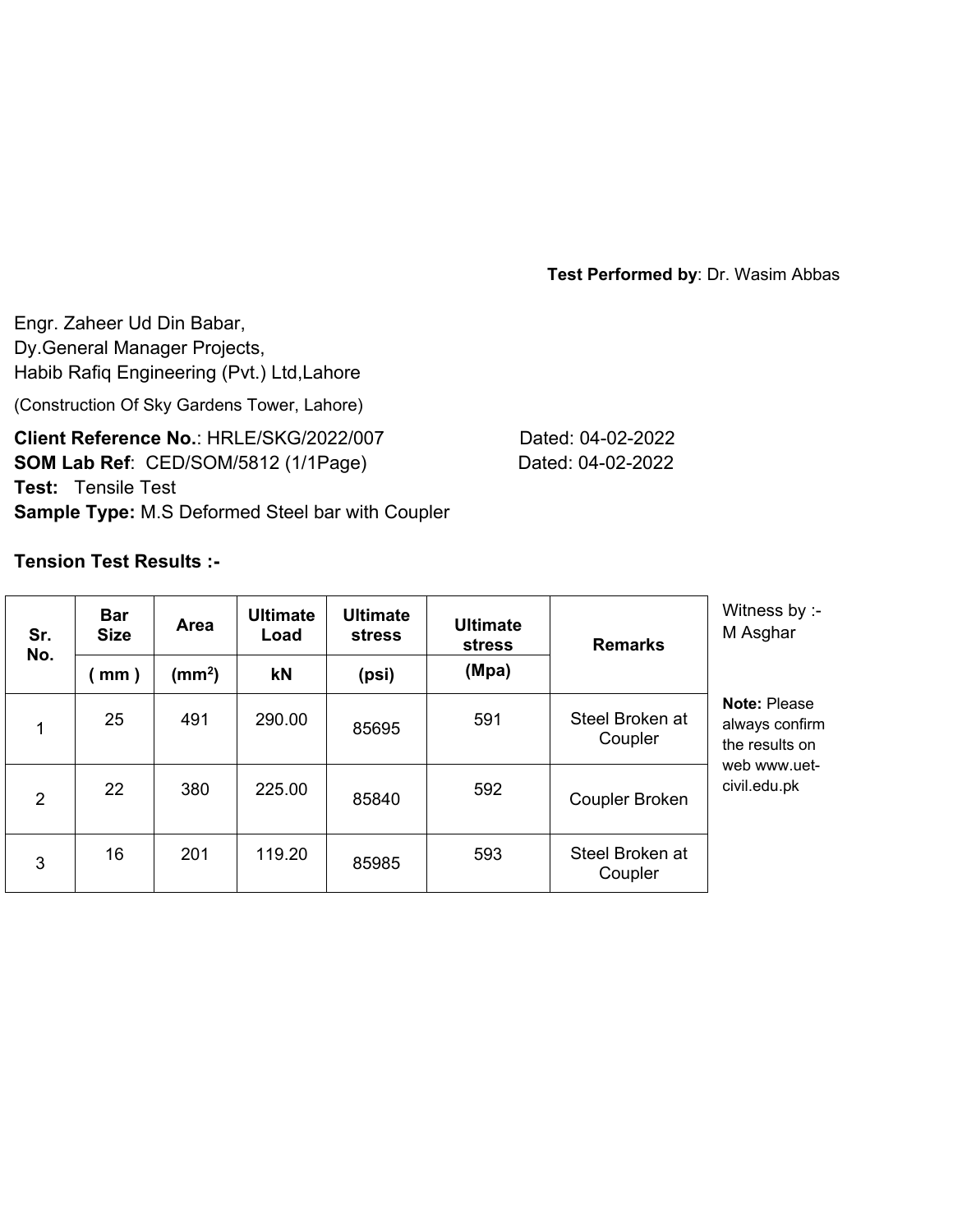**Test Performed by**: Dr. Wasim Abbas

Engr. Zaheer Ud Din Babar,
Dy.General Manager Projects,
Habib Rafiq Engineering (Pvt.) Ltd,Lahore

(Construction Of Sky Gardens Tower, Lahore)

**Client Reference No.**: HRLE/SKG/2022/007 Dated: 04-02-2022
**SOM Lab Ref**: CED/SOM/5812 (1/1Page) Dated: 04-02-2022
**Test:** Tensile Test
**Sample Type:** M.S Deformed Steel bar with Coupler

**Tension Test Results :-**

| Sr. No. | Bar Size | Area | Ultimate Load | Ultimate stress | Ultimate stress | Remarks |
|---|---|---|---|---|---|---|
| | ( mm ) | ($mm^2$) | kN | (psi) | (Mpa) | |
| 1 | 25 | 491 | 290.00 | 85695 | 591 | Steel Broken at Coupler |
| 2 | 22 | 380 | 225.00 | 85840 | 592 | Coupler Broken |
| 3 | 16 | 201 | 119.20 | 85985 | 593 | Steel Broken at Coupler |

Witness by :-
M Asghar

**Note:** Please always confirm the results on web www.uet-civil.edu.pk